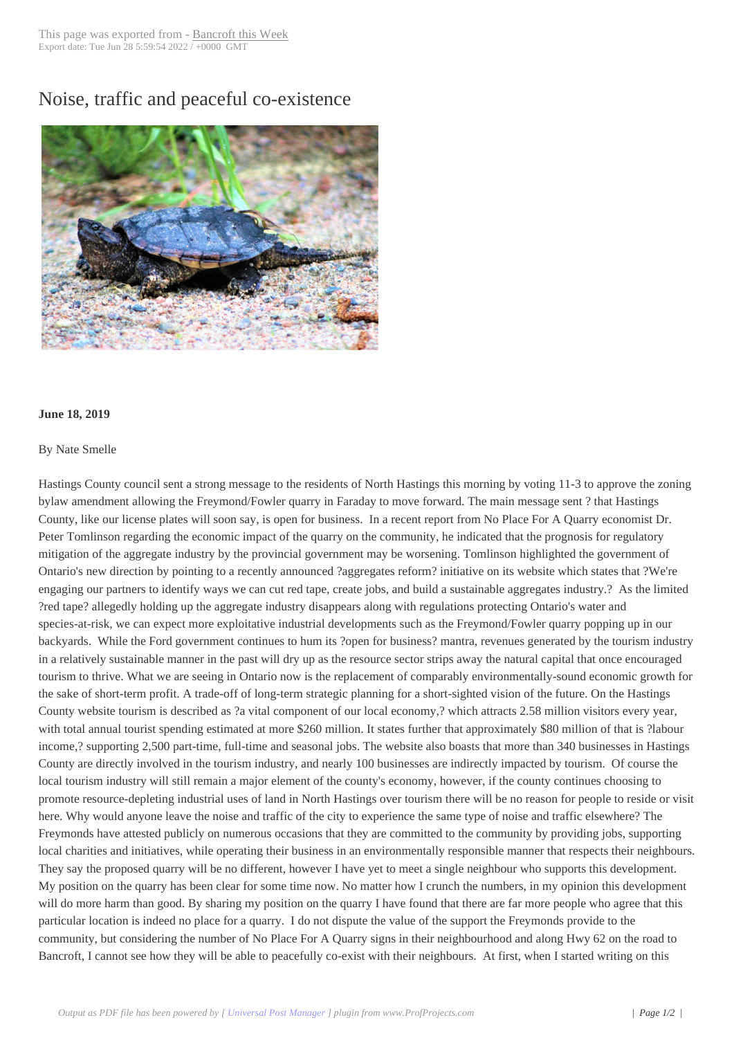# Noise, traffic and peaceful co-existence

**June 18, 2019**

By Nate Smelle

Hastings County council sent a strong message to the residents of North Hastings this morning by voting 11-3 to approve the zoning bylaw amendment allowing the Freymond/Fowler quarry in Faraday to move forward. The main message sent ? that Hastings County, like our license plates will soon say, is open for business. In a recent report from No Place For A Quarry economist Dr. Peter Tomlinson regarding the economic impact of the quarry on the community, he indicated that the prognosis for regulatory mitigation of the aggregate industry by the provincial government may be worsening. Tomlinson highlighted the government of Ontario's new direction by pointing to a recently announced ?aggregates reform? initiative on its website which states that ?We're engaging our partners to identify ways we can cut red tape, create jobs, and build a sustainable aggregates industry.? As the limited ?red tape? allegedly holding up the aggregate industry disappears along with regulations protecting Ontario's water and species-at-risk, we can expect more exploitative industrial developments such as the Freymond/Fowler quarry popping up in our backyards. While the Ford government continues to hum its ?open for business? mantra, revenues generated by the tourism industry in a relatively sustainable manner in the past will dry up as the resource sector strips away the natural capital that once encouraged tourism to thrive. What we are seeing in Ontario now is the replacement of comparably environmentally-sound economic growth for the sake of short-term profit. A trade-off of long-term strategic planning for a short-sighted vision of the future. On the Hastings County website tourism is described as ?a vital component of our local economy,? which attracts 2.58 million visitors every year, with total annual tourist spending estimated at more $260 million. It states further that approximately $80 million of that is ?labour income,? supporting 2,500 part-time, full-time and seasonal jobs. The website also boasts that more than 340 businesses in Hastings County are directly involved in the tourism industry, and nearly 100 businesses are indirectly impacted by tourism. Of course the local tourism industry will still remain a major element of the county's economy, however, if the county continues choosing to promote resource-depleting industrial uses of land in North Hastings over tourism there will be no reason for people to reside or visit here. Why would anyone leave the noise and traffic of the city to experience the same type of noise and traffic elsewhere? The Freymonds have attested publicly on numerous occasions that they are committed to the community by providing jobs, supporting local charities and initiatives, while operating their business in an environmentally responsible manner that respects their neighbours. They say the proposed quarry will be no different, however I have yet to meet a single neighbour who supports this development. My position on the quarry has been clear for some time now. No matter how I crunch the numbers, in my opinion this development will do more harm than good. By sharing my position on the quarry I have found that there are far more people who agree that this particular location is indeed no place for a quarry. I do not dispute the value of the support the Freymonds provide to the community, but considering the number of No Place For A Quarry signs in their neighbourhood and along Hwy 62 on the road to Bancroft, I cannot see how they will be able to peacefully co-exist with their neighbours. At first, when I started writing on this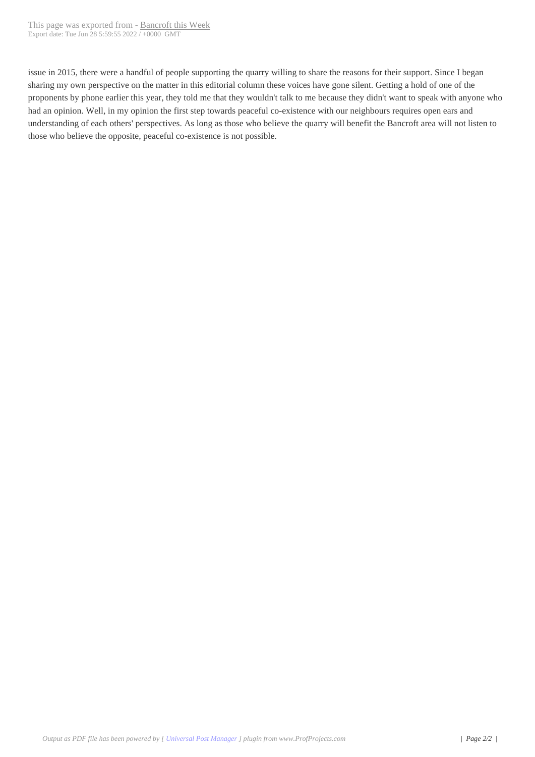issue in 2015, there were a handful of people supporting the quarry willing to share the reasons for their support. Since I began sharing my own perspective on the matter in this editorial column these voices have gone silent. Getting a hold of one of the proponents by phone earlier this year, they told me that they wouldn't talk to me because they didn't want to speak with anyone who had an opinion. Well, in my opinion the first step towards peaceful co-existence with our neighbours requires open ears and understanding of each others' perspectives. As long as those who believe the quarry will benefit the Bancroft area will not listen to those who believe the opposite, peaceful co-existence is not possible.